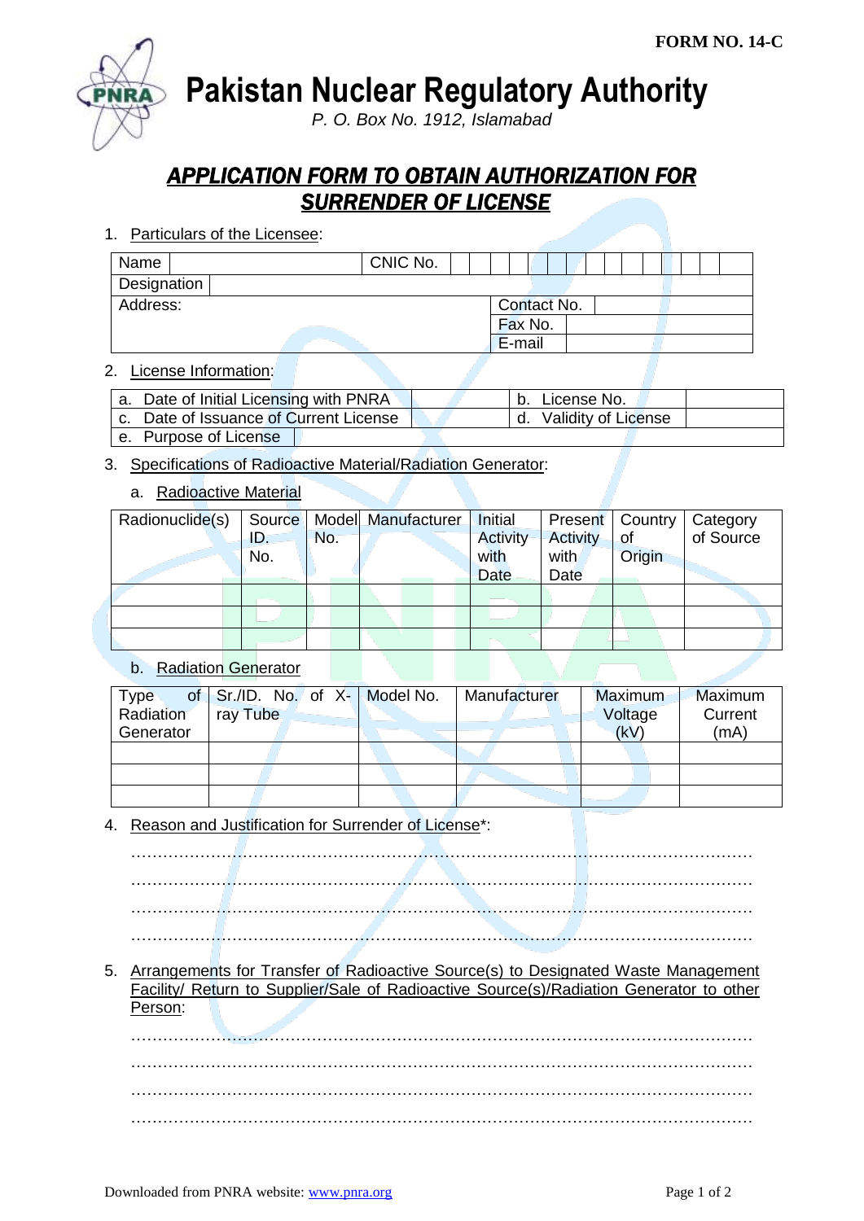FORM NO. 14-C

# Pakistan Nuclear Regulatory Authority

*P. O. Box No. 1912, Islamabad*

## APPLICATION FORM TO OBTAIN AUTHORIZATION FOR SURRENDER OF LICENSE

1. Particulars of the Licensee:

| Name | | CNIC No. | |
|---|---|---|---|
| Designation | | | |
| Address: | | Contact No. | |
| | | Fax No. | |
| | | E-mail | |

2. License Information:

| a. Date of Initial Licensing with PNRA | | b. License No. | |
|---|---|---|---|
| c. Date of Issuance of Current License | | d. Validity of License | |
| e. Purpose of License | | | |

3. Specifications of Radioactive Material/Radiation Generator:

   a. Radioactive Material

| Radionuclide(s) | Source ID. No. | Model No. | Manufacturer | Initial Activity with Date | Present Activity with Date | Country of Origin | Category of Source |
|---|---|---|---|---|---|---|---|
| | | | | | | | |
| | | | | | | | |
| | | | | | | | |

   b. Radiation Generator

| Type of Radiation Generator | Sr./ID. No. of X-ray Tube | Model No. | Manufacturer | Maximum Voltage (kV) | Maximum Current (mA) |
|---|---|---|---|---|---|
| | | | | | |
| | | | | | |
| | | | | | |

4. Reason and Justification for Surrender of License*:

………………………………………………………………………………………………………

………………………………………………………………………………………………………

………………………………………………………………………………………………………

………………………………………………………………………………………………………

5. Arrangements for Transfer of Radioactive Source(s) to Designated Waste Management Facility/ Return to Supplier/Sale of Radioactive Source(s)/Radiation Generator to other Person:

………………………………………………………………………………………………………

………………………………………………………………………………………………………

………………………………………………………………………………………………………

………………………………………………………………………………………………………

Downloaded from PNRA website: www.pnra.org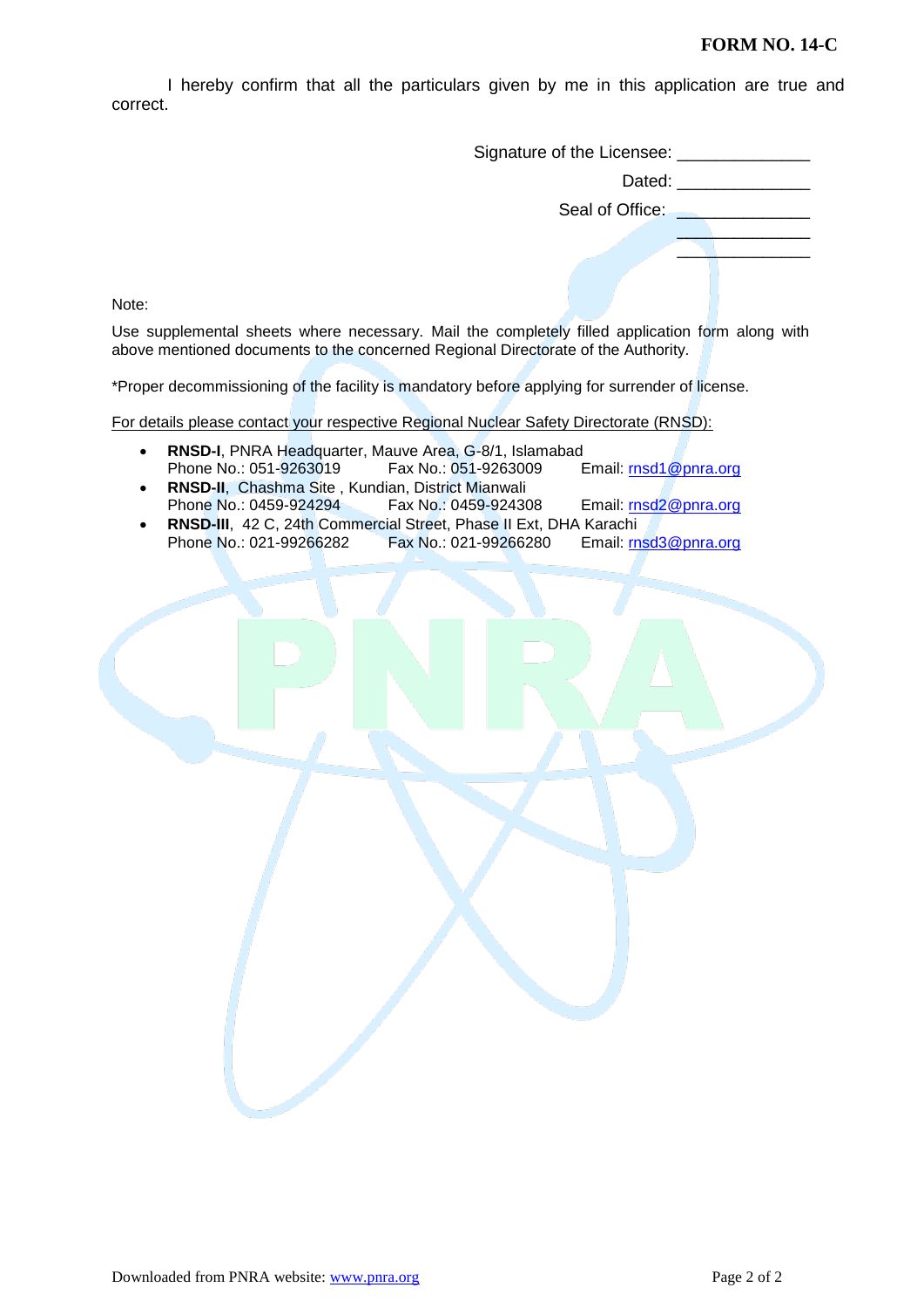**FORM NO. 14-C**

I hereby confirm that all the particulars given by me in this application are true and correct.

Signature of the Licensee: ______________

Dated: ______________

Seal of Office: ______________
______________
______________

Note:

Use supplemental sheets where necessary. Mail the completely filled application form along with above mentioned documents to the concerned Regional Directorate of the Authority.

*Proper decommissioning of the facility is mandatory before applying for surrender of license.

For details please contact your respective Regional Nuclear Safety Directorate (RNSD):

- **RNSD-I**, PNRA Headquarter, Mauve Area, G-8/1, Islamabad
  Phone No.: 051-9263019 Fax No.: 051-9263009 Email: rnsd1@pnra.org
- **RNSD-II**, Chashma Site , Kundian, District Mianwali
  Phone No.: 0459-924294 Fax No.: 0459-924308 Email: rnsd2@pnra.org
- **RNSD-III**, 42 C, 24th Commercial Street, Phase II Ext, DHA Karachi
  Phone No.: 021-99266282 Fax No.: 021-99266280 Email: rnsd3@pnra.org

Downloaded from PNRA website: www.pnra.org